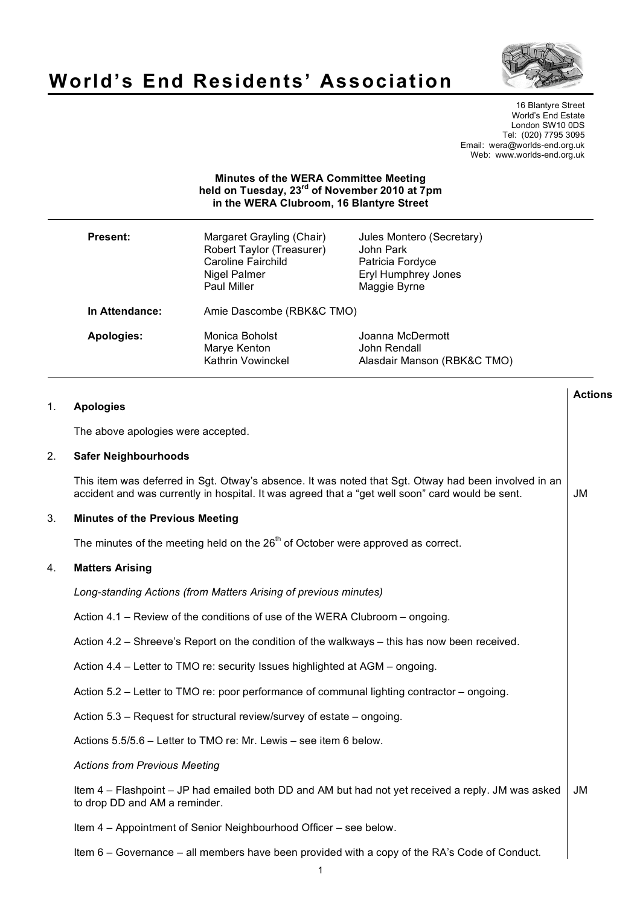# World's End Residents' Association

16 Blantyre Street
World's End Estate
London SW10 0DS
Tel: (020) 7795 3095
Email: wera@worlds-end.org.uk
Web: www.worlds-end.org.uk

**Minutes of the WERA Committee Meeting held on Tuesday, 23rd of November 2010 at 7pm in the WERA Clubroom, 16 Blantyre Street**

| | | |
|---|---|---|
| **Present:** | Margaret Grayling (Chair) | Jules Montero (Secretary) |
| | Robert Taylor (Treasurer) | John Park |
| | Caroline Fairchild | Patricia Fordyce |
| | Nigel Palmer | Eryl Humphrey Jones |
| | Paul Miller | Maggie Byrne |
| **In Attendance:** | Amie Dascombe (RBK&C TMO) | |
| **Apologies:** | Monica Boholst | Joanna McDermott |
| | Marye Kenton | John Rendall |
| | Kathrin Vowinckel | Alasdair Manson (RBK&C TMO) |

**Actions**

1. **Apologies**

   The above apologies were accepted.

2. **Safer Neighbourhoods**

   This item was deferred in Sgt. Otway's absence. It was noted that Sgt. Otway had been involved in an accident and was currently in hospital. It was agreed that a "get well soon" card would be sent. — **JM**

3. **Minutes of the Previous Meeting**

   The minutes of the meeting held on the 26th of October were approved as correct.

4. **Matters Arising**

   *Long-standing Actions (from Matters Arising of previous minutes)*

   Action 4.1 – Review of the conditions of use of the WERA Clubroom – ongoing.

   Action 4.2 – Shreeve's Report on the condition of the walkways – this has now been received.

   Action 4.4 – Letter to TMO re: security Issues highlighted at AGM – ongoing.

   Action 5.2 – Letter to TMO re: poor performance of communal lighting contractor – ongoing.

   Action 5.3 – Request for structural review/survey of estate – ongoing.

   Actions 5.5/5.6 – Letter to TMO re: Mr. Lewis – see item 6 below.

   *Actions from Previous Meeting*

   Item 4 – Flashpoint – JP had emailed both DD and AM but had not yet received a reply. JM was asked to drop DD and AM a reminder. — **JM**

   Item 4 – Appointment of Senior Neighbourhood Officer – see below.

   Item 6 – Governance – all members have been provided with a copy of the RA's Code of Conduct.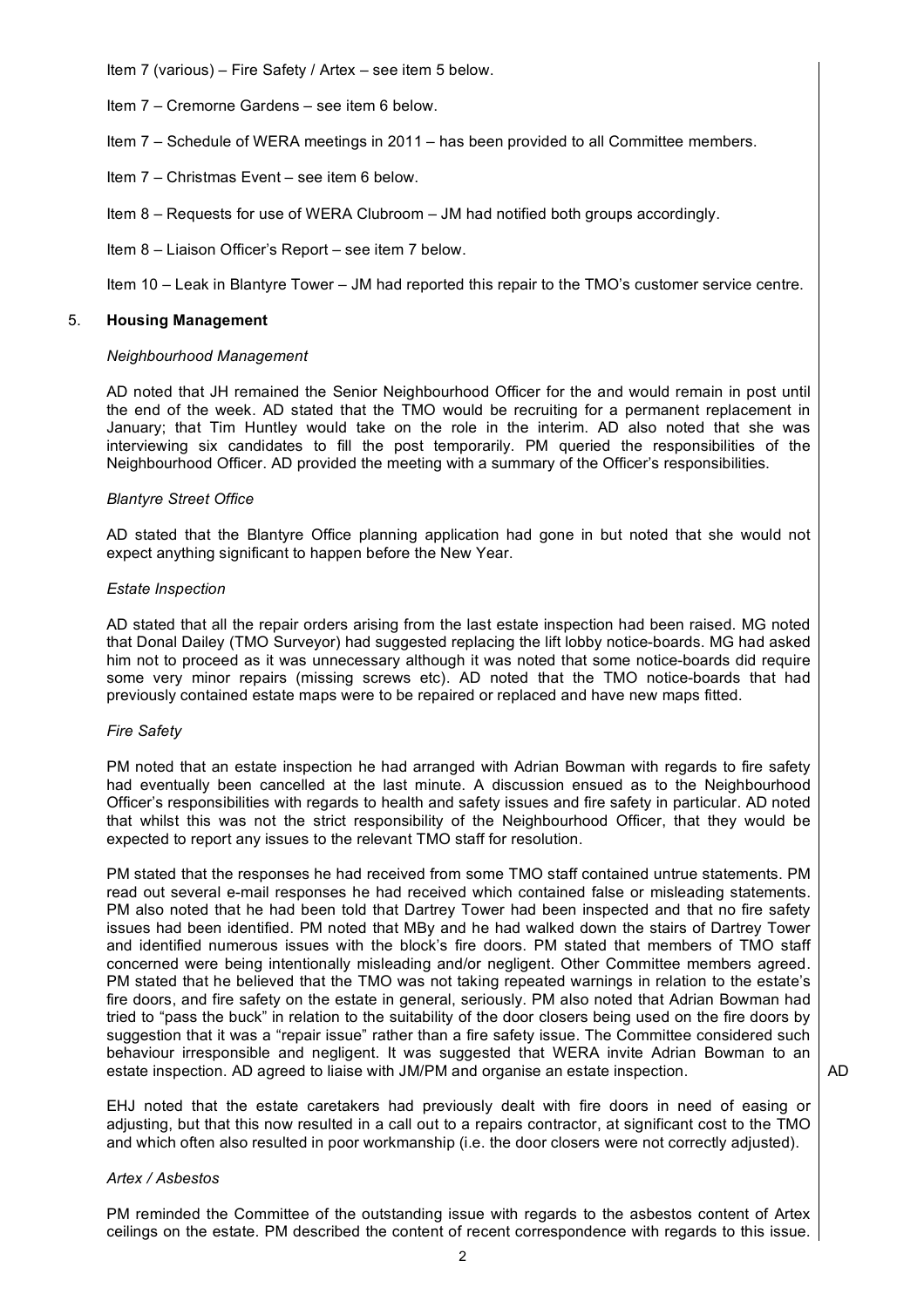Item 7 (various) – Fire Safety / Artex – see item 5 below.

Item 7 – Cremorne Gardens – see item 6 below.

Item 7 – Schedule of WERA meetings in 2011 – has been provided to all Committee members.

Item 7 – Christmas Event – see item 6 below.

Item 8 – Requests for use of WERA Clubroom – JM had notified both groups accordingly.

Item 8 – Liaison Officer's Report – see item 7 below.

Item 10 – Leak in Blantyre Tower – JM had reported this repair to the TMO's customer service centre.

5. **Housing Management**

*Neighbourhood Management*

AD noted that JH remained the Senior Neighbourhood Officer for the and would remain in post until the end of the week. AD stated that the TMO would be recruiting for a permanent replacement in January; that Tim Huntley would take on the role in the interim. AD also noted that she was interviewing six candidates to fill the post temporarily. PM queried the responsibilities of the Neighbourhood Officer. AD provided the meeting with a summary of the Officer's responsibilities.

*Blantyre Street Office*

AD stated that the Blantyre Office planning application had gone in but noted that she would not expect anything significant to happen before the New Year.

*Estate Inspection*

AD stated that all the repair orders arising from the last estate inspection had been raised. MG noted that Donal Dailey (TMO Surveyor) had suggested replacing the lift lobby notice-boards. MG had asked him not to proceed as it was unnecessary although it was noted that some notice-boards did require some very minor repairs (missing screws etc). AD noted that the TMO notice-boards that had previously contained estate maps were to be repaired or replaced and have new maps fitted.

*Fire Safety*

PM noted that an estate inspection he had arranged with Adrian Bowman with regards to fire safety had eventually been cancelled at the last minute. A discussion ensued as to the Neighbourhood Officer's responsibilities with regards to health and safety issues and fire safety in particular. AD noted that whilst this was not the strict responsibility of the Neighbourhood Officer, that they would be expected to report any issues to the relevant TMO staff for resolution.

PM stated that the responses he had received from some TMO staff contained untrue statements. PM read out several e-mail responses he had received which contained false or misleading statements. PM also noted that he had been told that Dartrey Tower had been inspected and that no fire safety issues had been identified. PM noted that MBy and he had walked down the stairs of Dartrey Tower and identified numerous issues with the block's fire doors. PM stated that members of TMO staff concerned were being intentionally misleading and/or negligent. Other Committee members agreed. PM stated that he believed that the TMO was not taking repeated warnings in relation to the estate's fire doors, and fire safety on the estate in general, seriously. PM also noted that Adrian Bowman had tried to "pass the buck" in relation to the suitability of the door closers being used on the fire doors by suggestion that it was a "repair issue" rather than a fire safety issue. The Committee considered such behaviour irresponsible and negligent. It was suggested that WERA invite Adrian Bowman to an estate inspection. AD agreed to liaise with JM/PM and organise an estate inspection. **AD**

EHJ noted that the estate caretakers had previously dealt with fire doors in need of easing or adjusting, but that this now resulted in a call out to a repairs contractor, at significant cost to the TMO and which often also resulted in poor workmanship (i.e. the door closers were not correctly adjusted).

*Artex / Asbestos*

PM reminded the Committee of the outstanding issue with regards to the asbestos content of Artex ceilings on the estate. PM described the content of recent correspondence with regards to this issue.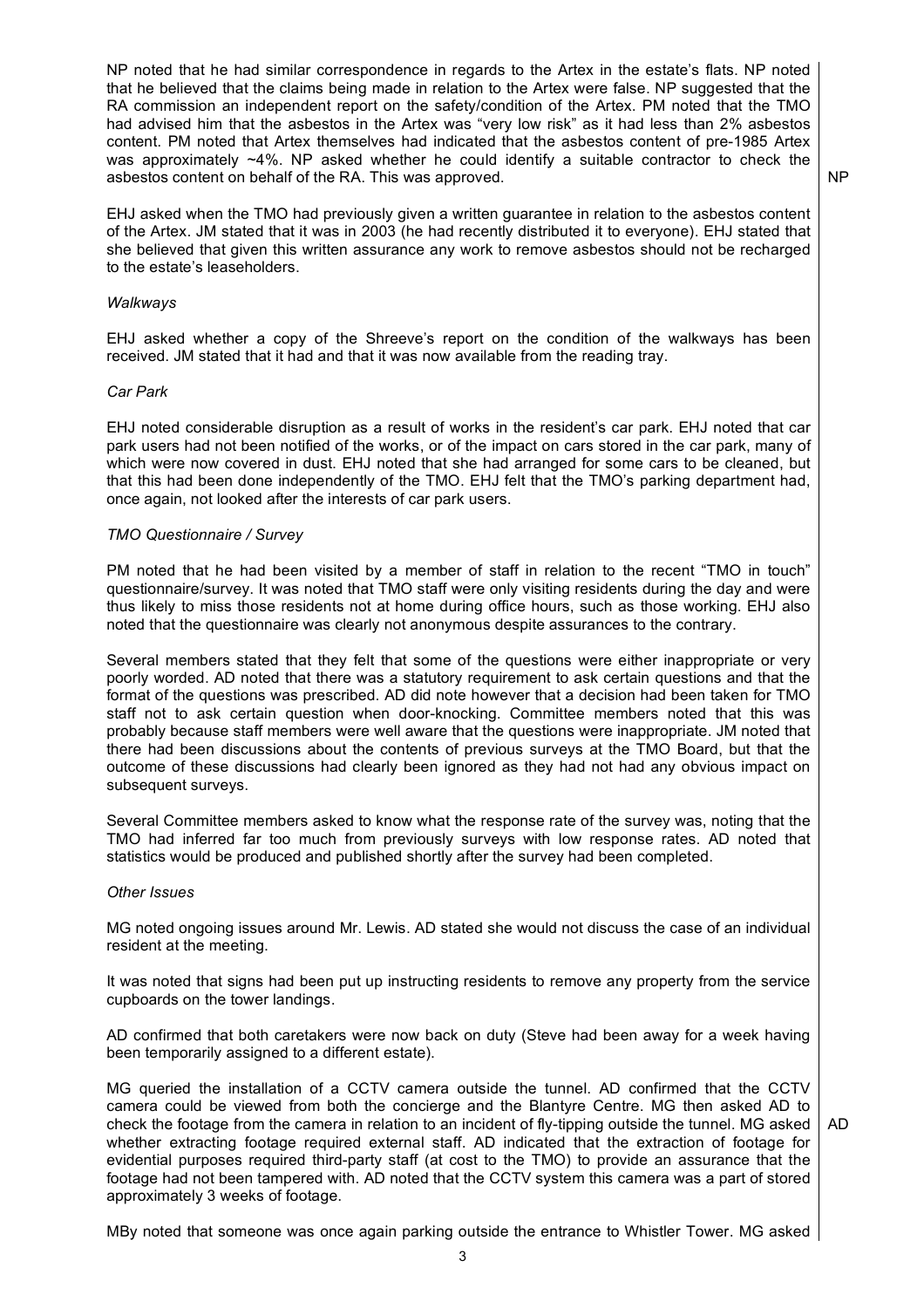NP noted that he had similar correspondence in regards to the Artex in the estate's flats. NP noted that he believed that the claims being made in relation to the Artex were false. NP suggested that the RA commission an independent report on the safety/condition of the Artex. PM noted that the TMO had advised him that the asbestos in the Artex was "very low risk" as it had less than 2% asbestos content. PM noted that Artex themselves had indicated that the asbestos content of pre-1985 Artex was approximately ~4%. NP asked whether he could identify a suitable contractor to check the asbestos content on behalf of the RA. This was approved. **NP**

EHJ asked when the TMO had previously given a written guarantee in relation to the asbestos content of the Artex. JM stated that it was in 2003 (he had recently distributed it to everyone). EHJ stated that she believed that given this written assurance any work to remove asbestos should not be recharged to the estate's leaseholders.

*Walkways*

EHJ asked whether a copy of the Shreeve's report on the condition of the walkways has been received. JM stated that it had and that it was now available from the reading tray.

*Car Park*

EHJ noted considerable disruption as a result of works in the resident's car park. EHJ noted that car park users had not been notified of the works, or of the impact on cars stored in the car park, many of which were now covered in dust. EHJ noted that she had arranged for some cars to be cleaned, but that this had been done independently of the TMO. EHJ felt that the TMO's parking department had, once again, not looked after the interests of car park users.

*TMO Questionnaire / Survey*

PM noted that he had been visited by a member of staff in relation to the recent "TMO in touch" questionnaire/survey. It was noted that TMO staff were only visiting residents during the day and were thus likely to miss those residents not at home during office hours, such as those working. EHJ also noted that the questionnaire was clearly not anonymous despite assurances to the contrary.

Several members stated that they felt that some of the questions were either inappropriate or very poorly worded. AD noted that there was a statutory requirement to ask certain questions and that the format of the questions was prescribed. AD did note however that a decision had been taken for TMO staff not to ask certain question when door-knocking. Committee members noted that this was probably because staff members were well aware that the questions were inappropriate. JM noted that there had been discussions about the contents of previous surveys at the TMO Board, but that the outcome of these discussions had clearly been ignored as they had not had any obvious impact on subsequent surveys.

Several Committee members asked to know what the response rate of the survey was, noting that the TMO had inferred far too much from previously surveys with low response rates. AD noted that statistics would be produced and published shortly after the survey had been completed.

*Other Issues*

MG noted ongoing issues around Mr. Lewis. AD stated she would not discuss the case of an individual resident at the meeting.

It was noted that signs had been put up instructing residents to remove any property from the service cupboards on the tower landings.

AD confirmed that both caretakers were now back on duty (Steve had been away for a week having been temporarily assigned to a different estate).

MG queried the installation of a CCTV camera outside the tunnel. AD confirmed that the CCTV camera could be viewed from both the concierge and the Blantyre Centre. MG then asked AD to check the footage from the camera in relation to an incident of fly-tipping outside the tunnel. MG asked whether extracting footage required external staff. AD indicated that the extraction of footage for evidential purposes required third-party staff (at cost to the TMO) to provide an assurance that the footage had not been tampered with. AD noted that the CCTV system this camera was a part of stored approximately 3 weeks of footage. **AD**

MBy noted that someone was once again parking outside the entrance to Whistler Tower. MG asked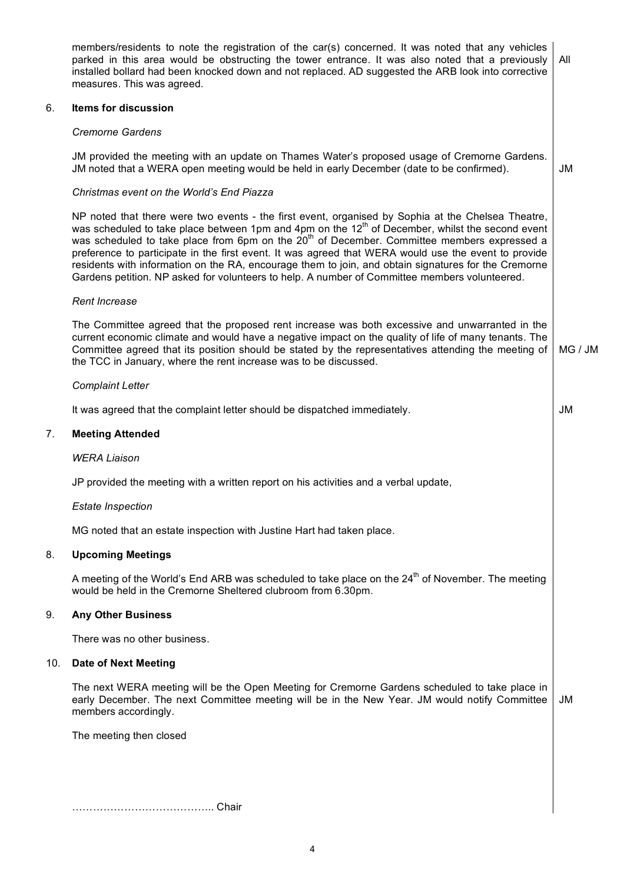members/residents to note the registration of the car(s) concerned. It was noted that any vehicles parked in this area would be obstructing the tower entrance. It was also noted that a previously installed bollard had been knocked down and not replaced. AD suggested the ARB look into corrective measures. This was agreed. — **All**

## 6. Items for discussion

*Cremorne Gardens*

JM provided the meeting with an update on Thames Water's proposed usage of Cremorne Gardens. JM noted that a WERA open meeting would be held in early December (date to be confirmed). — **JM**

*Christmas event on the World's End Piazza*

NP noted that there were two events - the first event, organised by Sophia at the Chelsea Theatre, was scheduled to take place between 1pm and 4pm on the 12th of December, whilst the second event was scheduled to take place from 6pm on the 20th of December. Committee members expressed a preference to participate in the first event. It was agreed that WERA would use the event to provide residents with information on the RA, encourage them to join, and obtain signatures for the Cremorne Gardens petition. NP asked for volunteers to help. A number of Committee members volunteered.

*Rent Increase*

The Committee agreed that the proposed rent increase was both excessive and unwarranted in the current economic climate and would have a negative impact on the quality of life of many tenants. The Committee agreed that its position should be stated by the representatives attending the meeting of the TCC in January, where the rent increase was to be discussed. — **MG / JM**

*Complaint Letter*

It was agreed that the complaint letter should be dispatched immediately. — **JM**

## 7. Meeting Attended

*WERA Liaison*

JP provided the meeting with a written report on his activities and a verbal update,

*Estate Inspection*

MG noted that an estate inspection with Justine Hart had taken place.

## 8. Upcoming Meetings

A meeting of the World's End ARB was scheduled to take place on the 24th of November. The meeting would be held in the Cremorne Sheltered clubroom from 6.30pm.

## 9. Any Other Business

There was no other business.

## 10. Date of Next Meeting

The next WERA meeting will be the Open Meeting for Cremorne Gardens scheduled to take place in early December. The next Committee meeting will be in the New Year. JM would notify Committee members accordingly. — **JM**

The meeting then closed

………………………………….. Chair